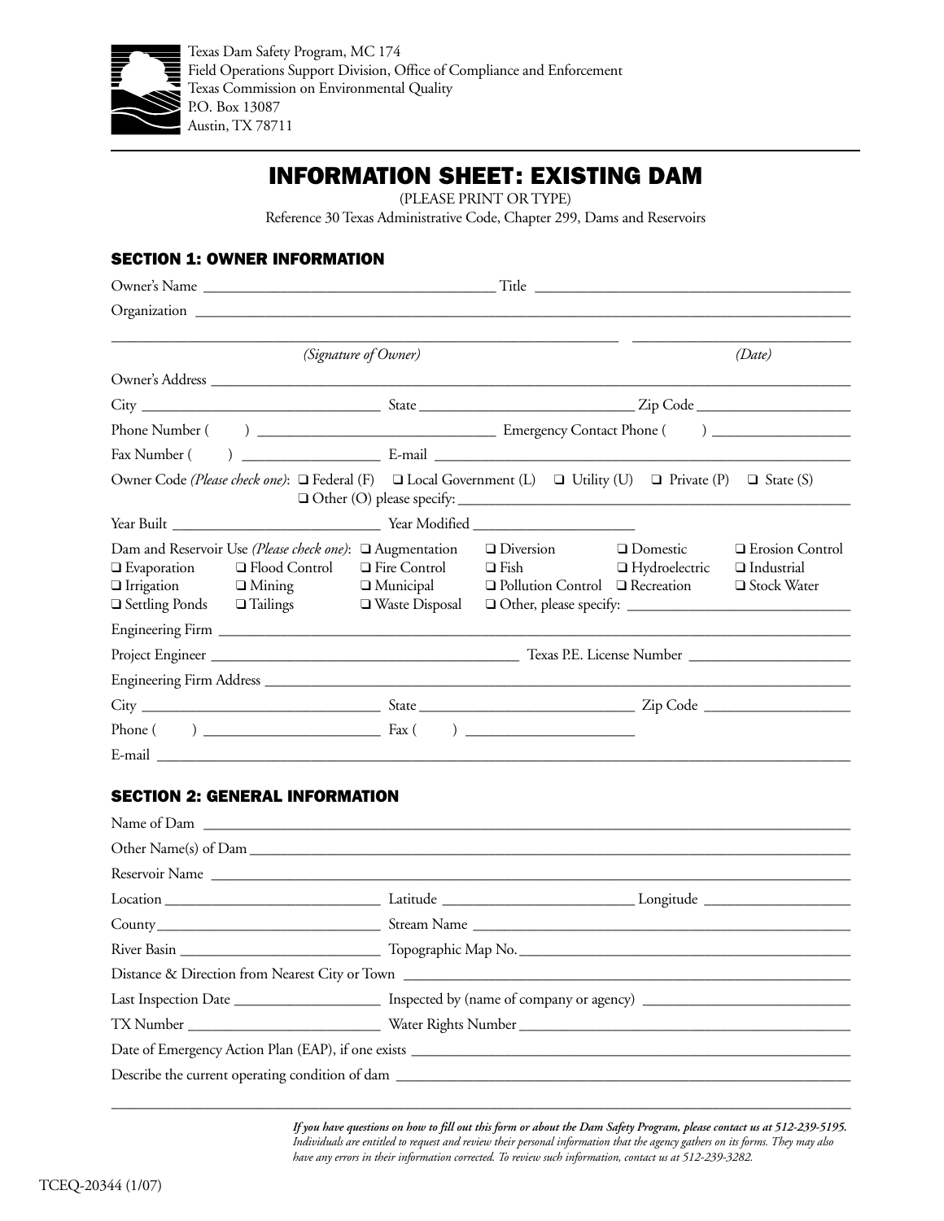Texas Dam Safety Program, MC 174
Field Operations Support Division, Office of Compliance and Enforcement
Texas Commission on Environmental Quality
P.O. Box 13087
Austin, TX 78711

# INFORMATION SHEET: EXISTING DAM

(PLEASE PRINT OR TYPE)

Reference 30 Texas Administrative Code, Chapter 299, Dams and Reservoirs

## SECTION 1: OWNER INFORMATION

Owner's Name ______________________ Title ______________________

Organization ______________________

______________________ ______________________
*(Signature of Owner)* *(Date)*

Owner's Address ______________________

City ______________________ State ______________________ Zip Code ______________________

Phone Number ( ) ______________________ Emergency Contact Phone ( ) ______________________

Fax Number ( ) ______________________ E-mail ______________________

Owner Code *(Please check one)*: ❑ Federal (F) ❑ Local Government (L) ❑ Utility (U) ❑ Private (P) ❑ State (S) ❑ Other (O) please specify: ______________________

Year Built ______________________ Year Modified ______________________

Dam and Reservoir Use *(Please check one)*: ❑ Augmentation ❑ Diversion ❑ Domestic ❑ Erosion Control ❑ Evaporation ❑ Flood Control ❑ Fire Control ❑ Fish ❑ Hydroelectric ❑ Industrial ❑ Irrigation ❑ Mining ❑ Municipal ❑ Pollution Control ❑ Recreation ❑ Stock Water ❑ Settling Ponds ❑ Tailings ❑ Waste Disposal ❑ Other, please specify: ______________________

Engineering Firm ______________________

Project Engineer ______________________ Texas P.E. License Number ______________________

Engineering Firm Address ______________________

City ______________________ State ______________________ Zip Code ______________________

Phone ( ) ______________________ Fax ( ) ______________________

E-mail ______________________

## SECTION 2: GENERAL INFORMATION

Name of Dam ______________________

Other Name(s) of Dam ______________________

Reservoir Name ______________________

Location ______________________ Latitude ______________________ Longitude ______________________

County ______________________ Stream Name ______________________

River Basin ______________________ Topographic Map No. ______________________

Distance & Direction from Nearest City or Town ______________________

Last Inspection Date ______________________ Inspected by (name of company or agency) ______________________

TX Number ______________________ Water Rights Number ______________________

Date of Emergency Action Plan (EAP), if one exists ______________________

Describe the current operating condition of dam ______________________

______________________

***If you have questions on how to fill out this form or about the Dam Safety Program, please contact us at 512-239-5195.***
*Individuals are entitled to request and review their personal information that the agency gathers on its forms. They may also have any errors in their information corrected. To review such information, contact us at 512-239-3282.*

TCEQ-20344 (1/07)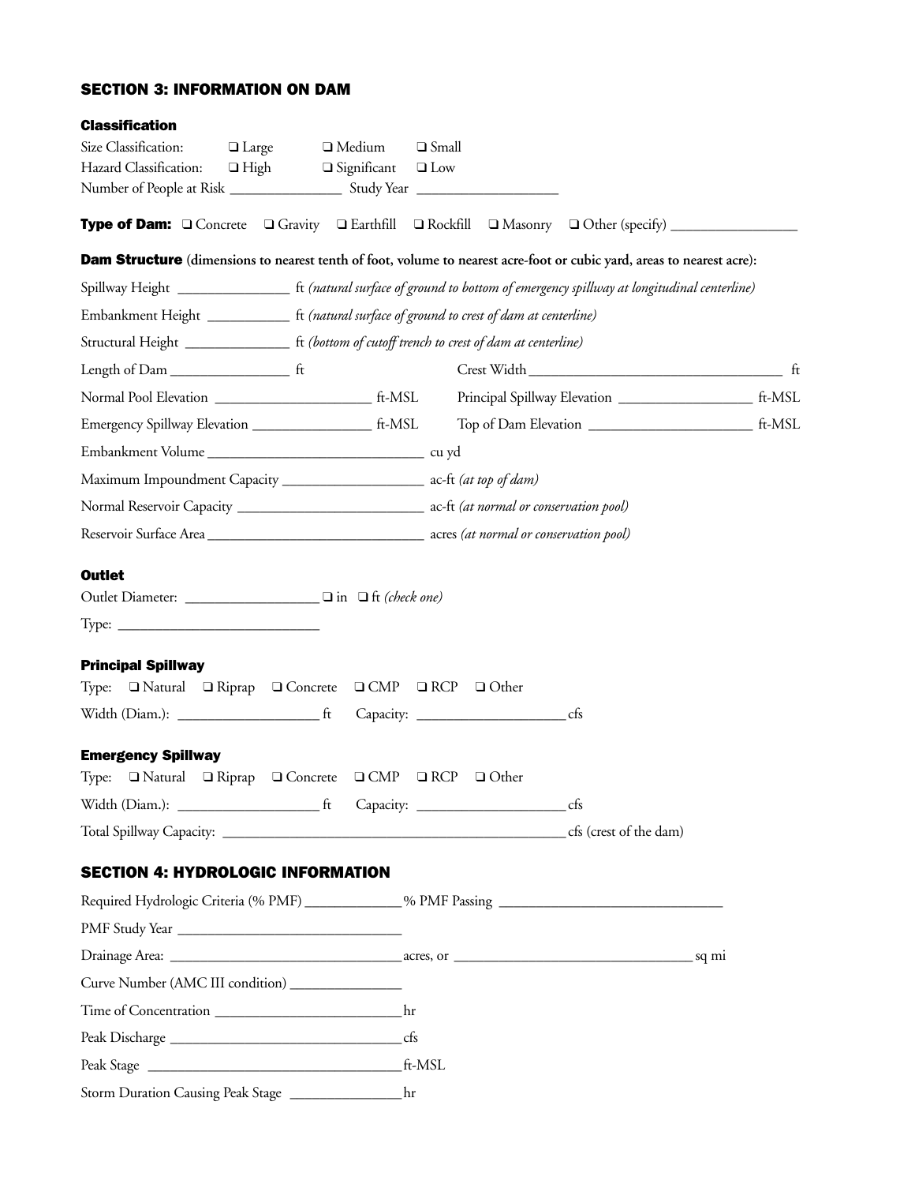## SECTION 3: INFORMATION ON DAM

### Classification

Size Classification: ❑ Large ❑ Medium ❑ Small

Hazard Classification: ❑ High ❑ Significant ❑ Low

Number of People at Risk _______________ Study Year ___________________

**Type of Dam:** ❑ Concrete ❑ Gravity ❑ Earthfill ❑ Rockfill ❑ Masonry ❑ Other (specify) _________________

**Dam Structure** **(dimensions to nearest tenth of foot, volume to nearest acre-foot or cubic yard, areas to nearest acre):**

Spillway Height _______________ ft *(natural surface of ground to bottom of emergency spillway at longitudinal centerline)*

Embankment Height ___________ ft *(natural surface of ground to crest of dam at centerline)*

Structural Height ______________ ft *(bottom of cutoff trench to crest of dam at centerline)*

Length of Dam ________________ ft

Crest Width ___________________________________ ft

Normal Pool Elevation _____________________ ft-MSL

Principal Spillway Elevation __________________ ft-MSL

Emergency Spillway Elevation ________________ ft-MSL

Top of Dam Elevation ______________________ ft-MSL

Embankment Volume ____________________________ cu yd

Maximum Impoundment Capacity ___________________ ac-ft *(at top of dam)*

Normal Reservoir Capacity _________________________ ac-ft *(at normal or conservation pool)*

Reservoir Surface Area ____________________________ acres *(at normal or conservation pool)*

### Outlet

Outlet Diameter: __________________ ❑ in ❑ ft *(check one)*

Type: ___________________________

### Principal Spillway

Type: ❑ Natural ❑ Riprap ❑ Concrete ❑ CMP ❑ RCP ❑ Other

Width (Diam.): ___________________ ft Capacity: ____________________ cfs

### Emergency Spillway

Type: ❑ Natural ❑ Riprap ❑ Concrete ❑ CMP ❑ RCP ❑ Other

Width (Diam.): ___________________ ft Capacity: ____________________ cfs

Total Spillway Capacity: ______________________________________________ cfs (crest of the dam)

## SECTION 4: HYDROLOGIC INFORMATION

Required Hydrologic Criteria (% PMF) _____________ % PMF Passing ______________________________

PMF Study Year ______________________________

Drainage Area: ______________________________ acres, or ________________________________ sq mi

Curve Number (AMC III condition) _______________

Time of Concentration __________________________ hr

Peak Discharge _______________________________ cfs

Peak Stage __________________________________ ft-MSL

Storm Duration Causing Peak Stage _______________ hr